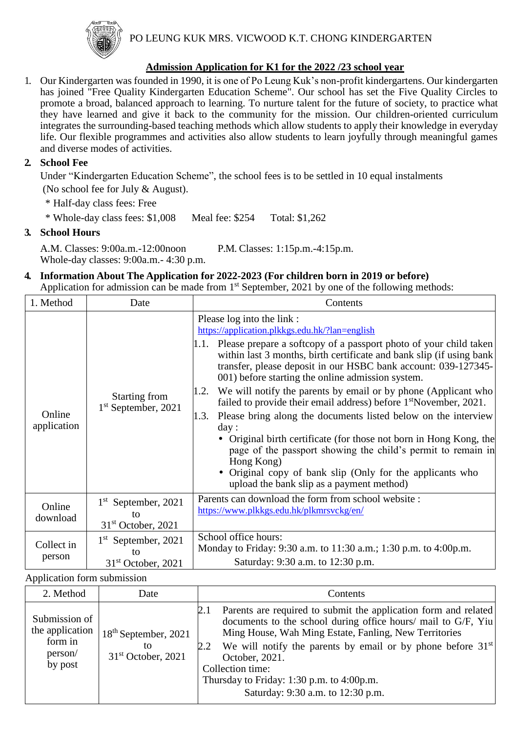PO LEUNG KUK MRS. VICWOOD K.T. CHONG KINDERGARTEN

# Admission Application for K1 for the 2022 /23 school year

1. Our Kindergarten was founded in 1990, it is one of Po Leung Kuk's non-profit kindergartens. Our kindergarten has joined "Free Quality Kindergarten Education Scheme". Our school has set the Five Quality Circles to promote a broad, balanced approach to learning. To nurture talent for the future of society, to practice what they have learned and give it back to the community for the mission. Our children-oriented curriculum integrates the surrounding-based teaching methods which allow students to apply their knowledge in everyday life. Our flexible programmes and activities also allow students to learn joyfully through meaningful games and diverse modes of activities.

2. **School Fee**

   Under "Kindergarten Education Scheme", the school fees is to be settled in 10 equal instalments (No school fee for July & August).

   * Half-day class fees: Free

   * Whole-day class fees: $1,008   Meal fee: $254   Total: $1,262

3. **School Hours**

   A.M. Classes: 9:00a.m.-12:00noon   P.M. Classes: 1:15p.m.-4:15p.m.
   Whole-day classes: 9:00a.m.- 4:30 p.m.

4. **Information About The Application for 2022-2023 (For children born in 2019 or before)**

   Application for admission can be made from 1st September, 2021 by one of the following methods:

| 1. Method | Date | Contents |
|---|---|---|
| Online application | Starting from 1st September, 2021 | Please log into the link : https://application.plkkgs.edu.hk/?lan=english<br>1.1. Please prepare a softcopy of a passport photo of your child taken within last 3 months, birth certificate and bank slip (if using bank transfer, please deposit in our HSBC bank account: 039-127345-001) before starting the online admission system.<br>1.2. We will notify the parents by email or by phone (Applicant who failed to provide their email address) before 1st November, 2021.<br>1.3. Please bring along the documents listed below on the interview day :<br>• Original birth certificate (for those not born in Hong Kong, the page of the passport showing the child's permit to remain in Hong Kong)<br>• Original copy of bank slip (Only for the applicants who upload the bank slip as a payment method) |
| Online download | 1st September, 2021 to 31st October, 2021 | Parents can download the form from school website : https://www.plkkgs.edu.hk/plkmrsvckg/en/ |
| Collect in person | 1st September, 2021 to 31st October, 2021 | School office hours:<br>Monday to Friday: 9:30 a.m. to 11:30 a.m.; 1:30 p.m. to 4:00p.m.<br>Saturday: 9:30 a.m. to 12:30 p.m. |

Application form submission

| 2. Method | Date | Contents |
|---|---|---|
| Submission of the application form in person/ by post | 18th September, 2021 to 31st October, 2021 | 2.1 Parents are required to submit the application form and related documents to the school during office hours/ mail to G/F, Yiu Ming House, Wah Ming Estate, Fanling, New Territories<br>2.2 We will notify the parents by email or by phone before 31st October, 2021.<br>Collection time:<br>Thursday to Friday: 1:30 p.m. to 4:00p.m.<br>Saturday: 9:30 a.m. to 12:30 p.m. |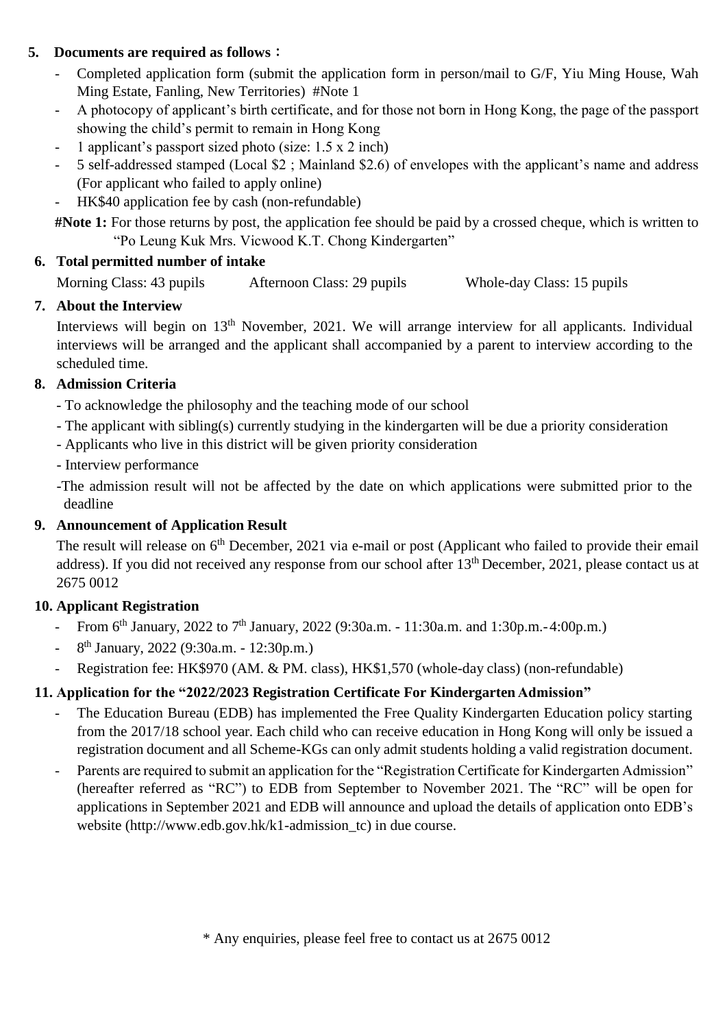## 5. Documents are required as follows：

- Completed application form (submit the application form in person/mail to G/F, Yiu Ming House, Wah Ming Estate, Fanling, New Territories) #Note 1
- A photocopy of applicant's birth certificate, and for those not born in Hong Kong, the page of the passport showing the child's permit to remain in Hong Kong
- 1 applicant's passport sized photo (size: 1.5 x 2 inch)
- 5 self-addressed stamped (Local $2 ; Mainland $2.6) of envelopes with the applicant's name and address (For applicant who failed to apply online)
- HK$40 application fee by cash (non-refundable)

**#Note 1:** For those returns by post, the application fee should be paid by a crossed cheque, which is written to "Po Leung Kuk Mrs. Vicwood K.T. Chong Kindergarten"

## 6. Total permitted number of intake

Morning Class: 43 pupils Afternoon Class: 29 pupils Whole-day Class: 15 pupils

## 7. About the Interview

Interviews will begin on 13th November, 2021. We will arrange interview for all applicants. Individual interviews will be arranged and the applicant shall accompanied by a parent to interview according to the scheduled time.

## 8. Admission Criteria

- To acknowledge the philosophy and the teaching mode of our school
- The applicant with sibling(s) currently studying in the kindergarten will be due a priority consideration
- Applicants who live in this district will be given priority consideration
- Interview performance
- The admission result will not be affected by the date on which applications were submitted prior to the deadline

## 9. Announcement of Application Result

The result will release on 6th December, 2021 via e-mail or post (Applicant who failed to provide their email address). If you did not received any response from our school after 13th December, 2021, please contact us at 2675 0012

## 10. Applicant Registration

- From 6th January, 2022 to 7th January, 2022 (9:30a.m. - 11:30a.m. and 1:30p.m.-4:00p.m.)
- 8th January, 2022 (9:30a.m. - 12:30p.m.)
- Registration fee: HK$970 (AM. & PM. class), HK$1,570 (whole-day class) (non-refundable)

## 11. Application for the "2022/2023 Registration Certificate For Kindergarten Admission"

- The Education Bureau (EDB) has implemented the Free Quality Kindergarten Education policy starting from the 2017/18 school year. Each child who can receive education in Hong Kong will only be issued a registration document and all Scheme-KGs can only admit students holding a valid registration document.
- Parents are required to submit an application for the "Registration Certificate for Kindergarten Admission" (hereafter referred as "RC") to EDB from September to November 2021. The "RC" will be open for applications in September 2021 and EDB will announce and upload the details of application onto EDB's website (http://www.edb.gov.hk/k1-admission_tc) in due course.

\* Any enquiries, please feel free to contact us at 2675 0012